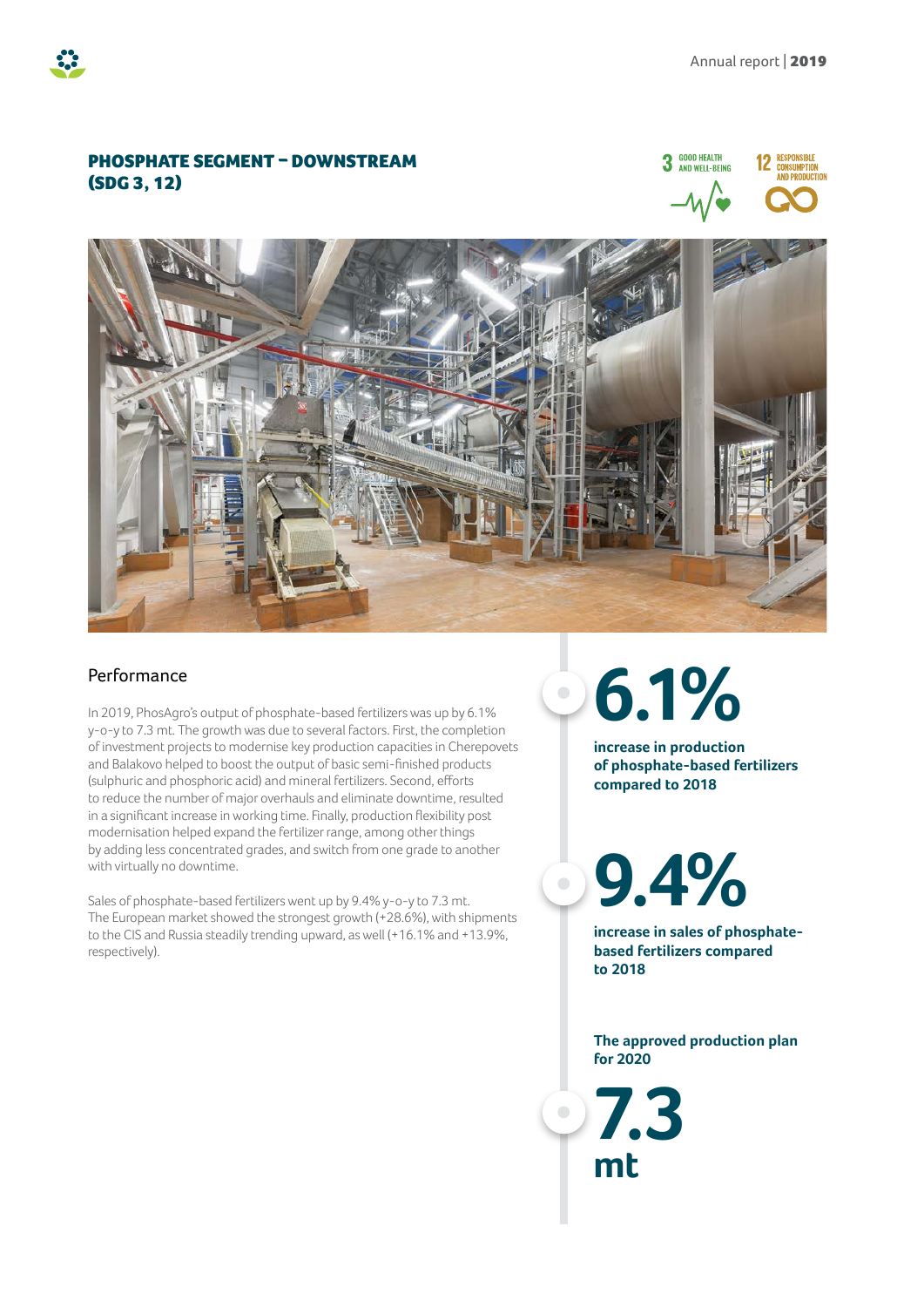## PHOSPHATE SEGMENT – DOWNSTREAM (SDG 3, 12)

### Performance

In 2019, PhosAgro's output of phosphate-based fertilizers was up by 6.1% y-o-y to 7.3 mt. The growth was due to several factors. First, the completion of investment projects to modernise key production capacities in Cherepovets and Balakovo helped to boost the output of basic semi-finished products (sulphuric and phosphoric acid) and mineral fertilizers. Second, efforts to reduce the number of major overhauls and eliminate downtime, resulted in a significant increase in working time. Finally, production flexibility post modernisation helped expand the fertilizer range, among other things by adding less concentrated grades, and switch from one grade to another with virtually no downtime.

Sales of phosphate-based fertilizers went up by 9.4% y-o-y to 7.3 mt. The European market showed the strongest growth (+28.6%), with shipments to the CIS and Russia steadily trending upward, as well (+16.1% and +13.9%, respectively).

**6.1%**

**increase in production of phosphate-based fertilizers compared to 2018**

**9.4%**

**increase in sales of phosphate-based fertilizers compared to 2018**

**The approved production plan for 2020**

**7.3 mt**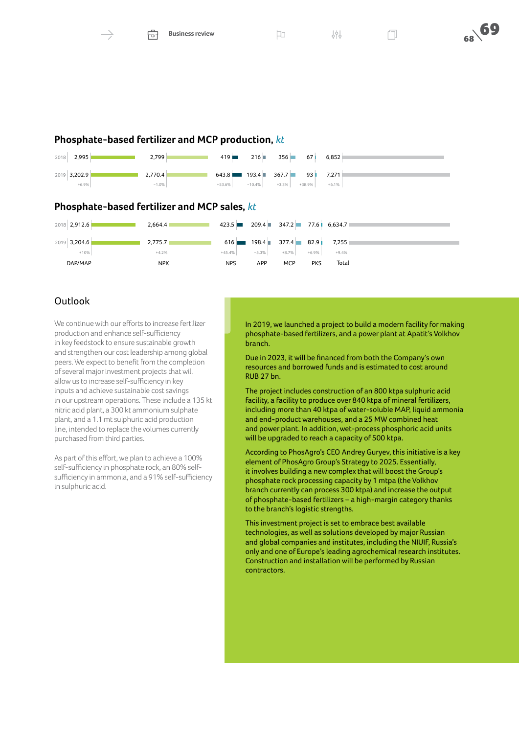## Phosphate-based fertilizer and MCP production, *kt*

2018 2,995 2,799 419 216 356 67 6,852

2019 3,202.9 2,770.4 643.8 193.4 367.7 93 7,271

+6.9% −1.0% +53.6% −10.4% +3.3% +38.9% +6.1%

## Phosphate-based fertilizer and MCP sales, *kt*

2018 2,912.6 2,664.4 423.5 209.4 347.2 77.6 6,634.7

2019 3,204.6 2,775.7 616 198.4 377.4 82.9 7,255

+10% +4.2% +45.4% −5.3% +8.7% +6.9% +9.4%

DAP/MAP NPK NPS APP MCP PKS Total

## Outlook

We continue with our efforts to increase fertilizer production and enhance self-sufficiency in key feedstock to ensure sustainable growth and strengthen our cost leadership among global peers. We expect to benefit from the completion of several major investment projects that will allow us to increase self-sufficiency in key inputs and achieve sustainable cost savings in our upstream operations. These include a 135 kt nitric acid plant, a 300 kt ammonium sulphate plant, and a 1.1 mt sulphuric acid production line, intended to replace the volumes currently purchased from third parties.

As part of this effort, we plan to achieve a 100% self-sufficiency in phosphate rock, an 80% self-sufficiency in ammonia, and a 91% self-sufficiency in sulphuric acid.

In 2019, we launched a project to build a modern facility for making phosphate-based fertilizers, and a power plant at Apatit's Volkhov branch.

Due in 2023, it will be financed from both the Company's own resources and borrowed funds and is estimated to cost around RUB 27 bn.

The project includes construction of an 800 ktpa sulphuric acid facility, a facility to produce over 840 ktpa of mineral fertilizers, including more than 40 ktpa of water-soluble MAP, liquid ammonia and end-product warehouses, and a 25 MW combined heat and power plant. In addition, wet-process phosphoric acid units will be upgraded to reach a capacity of 500 ktpa.

According to PhosAgro's CEO Andrey Guryev, this initiative is a key element of PhosAgro Group's Strategy to 2025. Essentially, it involves building a new complex that will boost the Group's phosphate rock processing capacity by 1 mtpa (the Volkhov branch currently can process 300 ktpa) and increase the output of phosphate-based fertilizers – a high-margin category thanks to the branch's logistic strengths.

This investment project is set to embrace best available technologies, as well as solutions developed by major Russian and global companies and institutes, including the NIUIF, Russia's only and one of Europe's leading agrochemical research institutes. Construction and installation will be performed by Russian contractors.